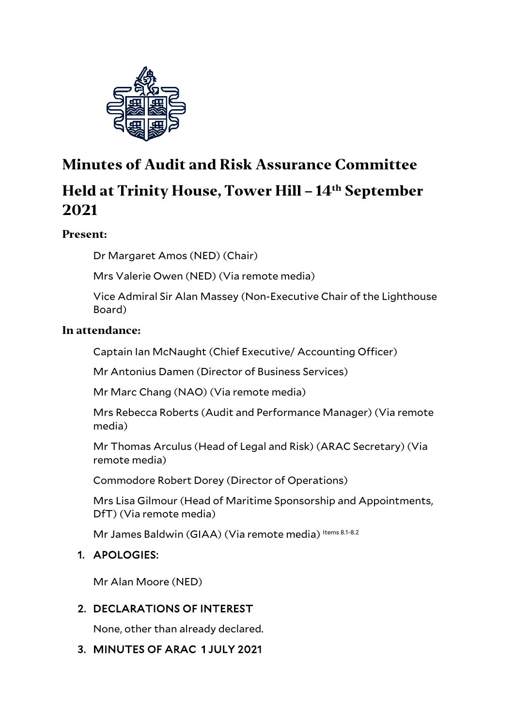# Minutes of Audit and Risk Assurance Committee

# Held at Trinity House, Tower Hill – 14th September 2021

### Present:

Dr Margaret Amos (NED) (Chair)

Mrs Valerie Owen (NED) (Via remote media)

Vice Admiral Sir Alan Massey (Non-Executive Chair of the Lighthouse Board)

### In attendance:

Captain Ian McNaught (Chief Executive/ Accounting Officer)

Mr Antonius Damen (Director of Business Services)

Mr Marc Chang (NAO) (Via remote media)

Mrs Rebecca Roberts (Audit and Performance Manager) (Via remote media)

Mr Thomas Arculus (Head of Legal and Risk) (ARAC Secretary) (Via remote media)

Commodore Robert Dorey (Director of Operations)

Mrs Lisa Gilmour (Head of Maritime Sponsorship and Appointments, DfT) (Via remote media)

Mr James Baldwin (GIAA) (Via remote media) [Items 8.1-8.2]

1. APOLOGIES:

   Mr Alan Moore (NED)

2. DECLARATIONS OF INTEREST

   None, other than already declared.

3. MINUTES OF ARAC 1 JULY 2021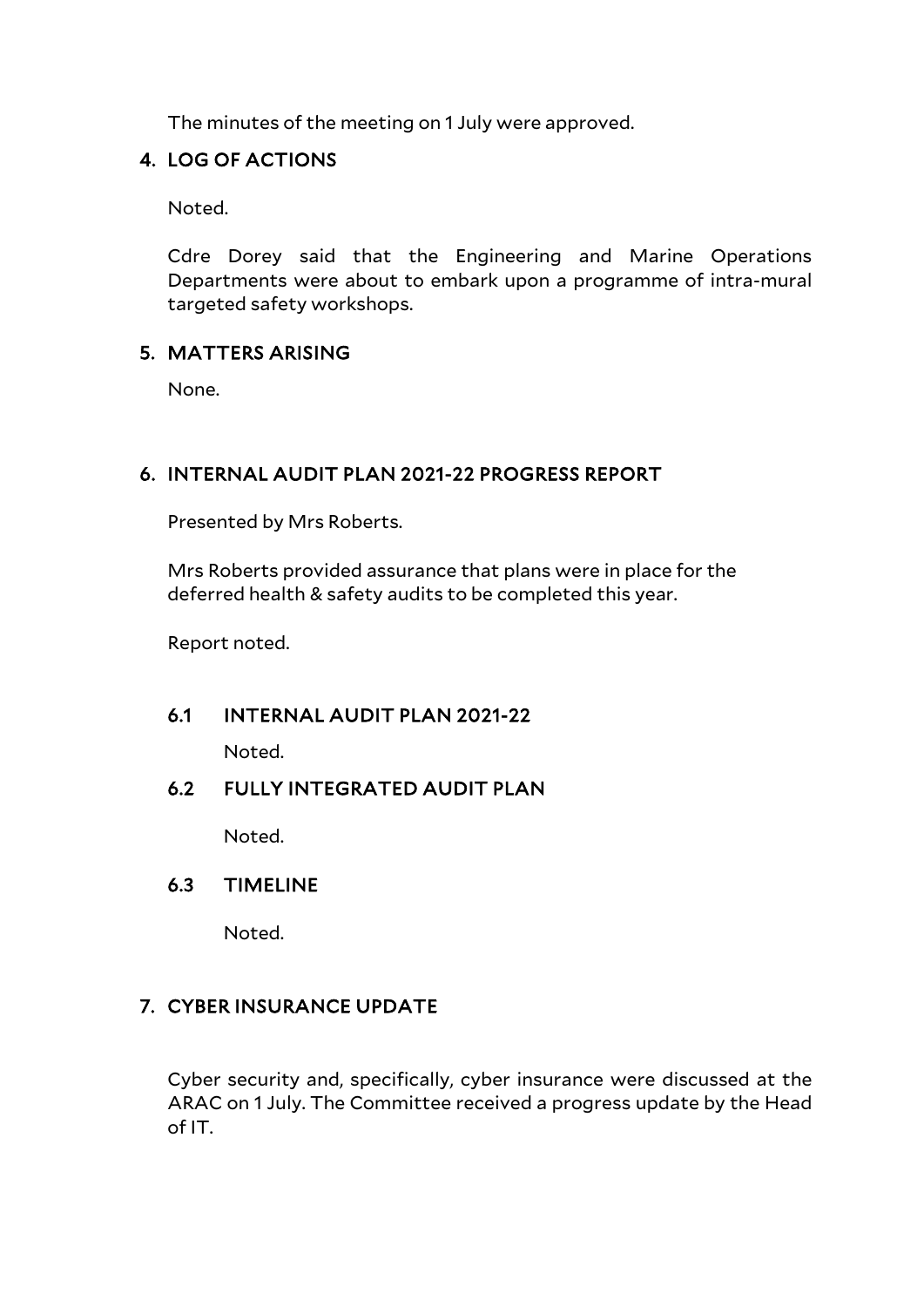The minutes of the meeting on 1 July were approved.

## 4. LOG OF ACTIONS

Noted.

Cdre Dorey said that the Engineering and Marine Operations Departments were about to embark upon a programme of intra-mural targeted safety workshops.

## 5. MATTERS ARISING

None.

## 6. INTERNAL AUDIT PLAN 2021-22 PROGRESS REPORT

Presented by Mrs Roberts.

Mrs Roberts provided assurance that plans were in place for the deferred health & safety audits to be completed this year.

Report noted.

### 6.1 INTERNAL AUDIT PLAN 2021-22

Noted.

### 6.2 FULLY INTEGRATED AUDIT PLAN

Noted.

### 6.3 TIMELINE

Noted.

## 7. CYBER INSURANCE UPDATE

Cyber security and, specifically, cyber insurance were discussed at the ARAC on 1 July. The Committee received a progress update by the Head of IT.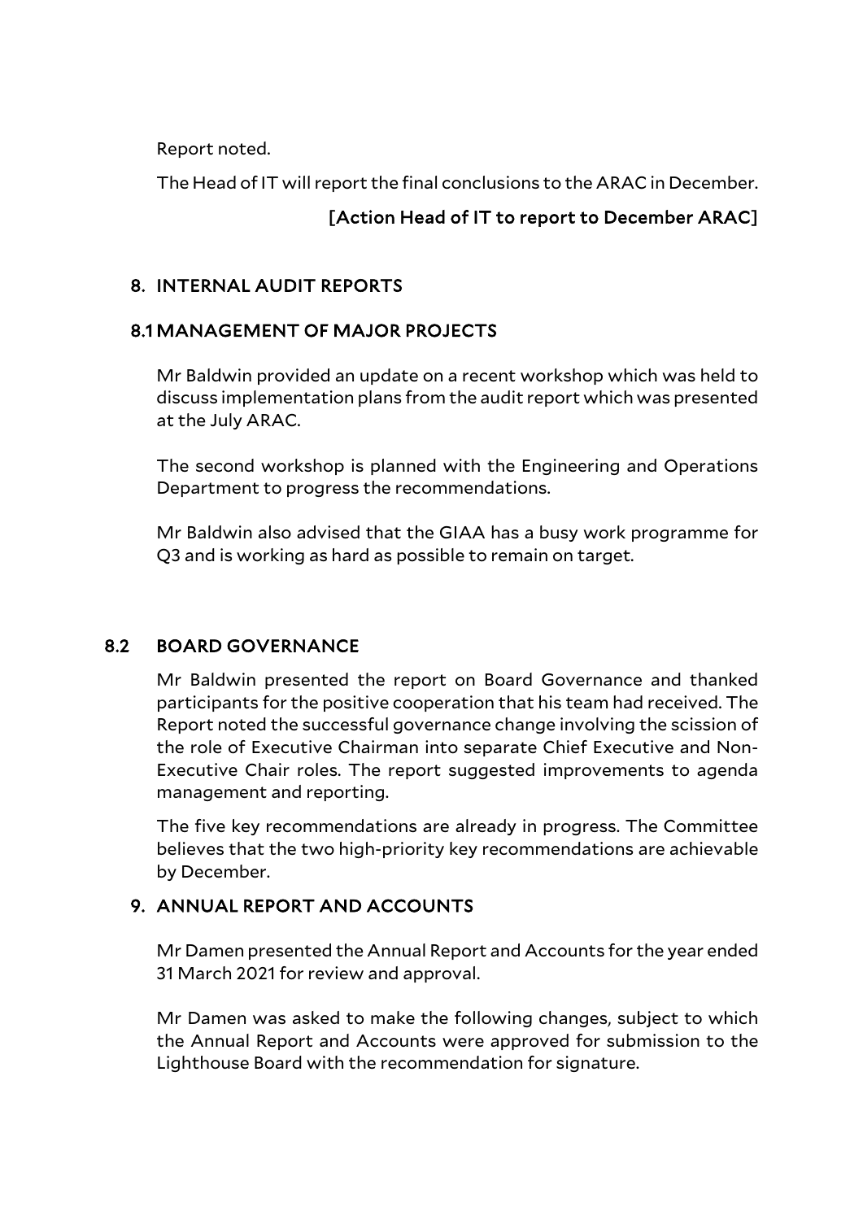Report noted.

The Head of IT will report the final conclusions to the ARAC in December.

**[Action Head of IT to report to December ARAC]**

## 8. INTERNAL AUDIT REPORTS

### 8.1 MANAGEMENT OF MAJOR PROJECTS

Mr Baldwin provided an update on a recent workshop which was held to discuss implementation plans from the audit report which was presented at the July ARAC.

The second workshop is planned with the Engineering and Operations Department to progress the recommendations.

Mr Baldwin also advised that the GIAA has a busy work programme for Q3 and is working as hard as possible to remain on target.

### 8.2 BOARD GOVERNANCE

Mr Baldwin presented the report on Board Governance and thanked participants for the positive cooperation that his team had received. The Report noted the successful governance change involving the scission of the role of Executive Chairman into separate Chief Executive and Non-Executive Chair roles. The report suggested improvements to agenda management and reporting.

The five key recommendations are already in progress. The Committee believes that the two high-priority key recommendations are achievable by December.

## 9. ANNUAL REPORT AND ACCOUNTS

Mr Damen presented the Annual Report and Accounts for the year ended 31 March 2021 for review and approval.

Mr Damen was asked to make the following changes, subject to which the Annual Report and Accounts were approved for submission to the Lighthouse Board with the recommendation for signature.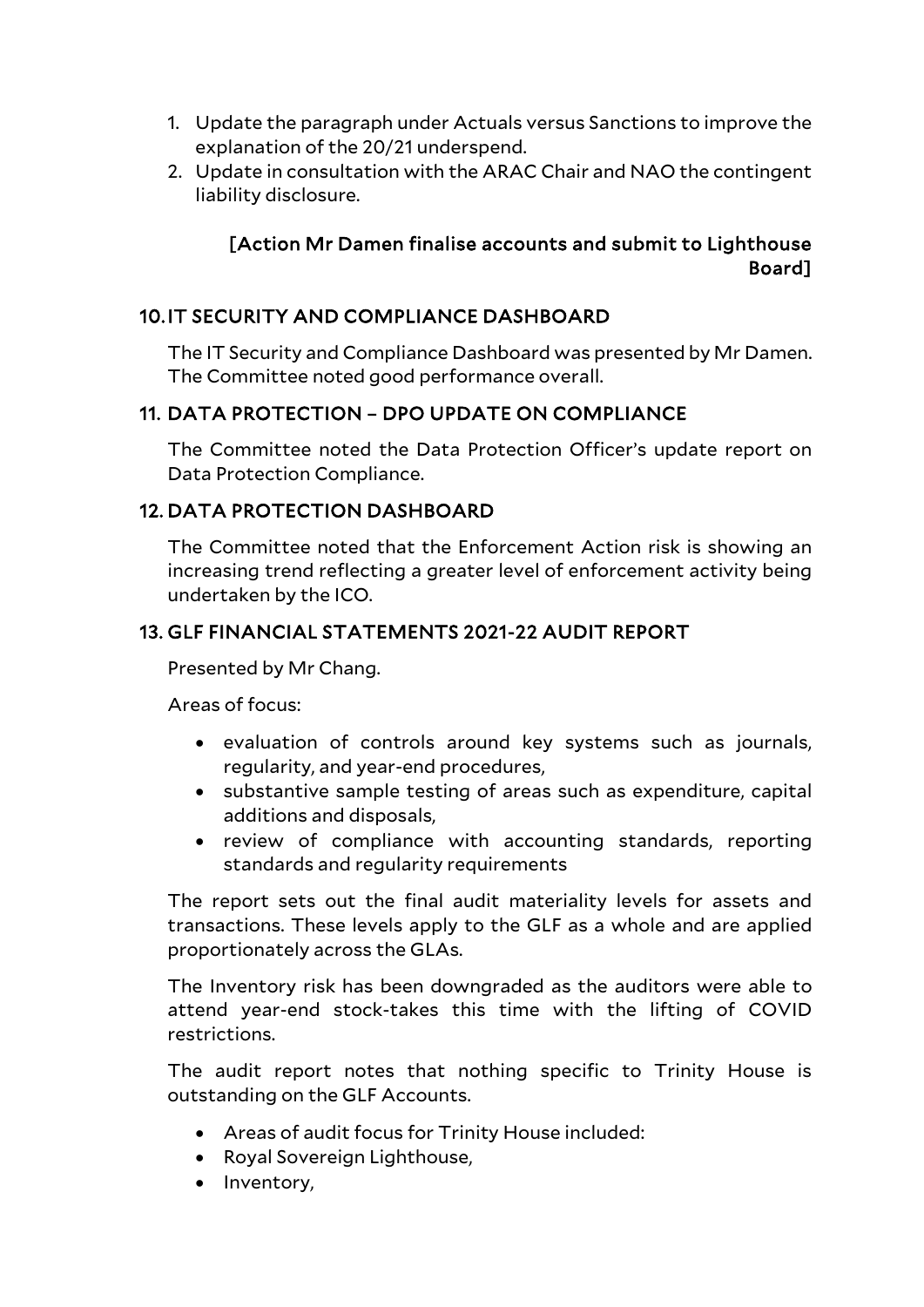1. Update the paragraph under Actuals versus Sanctions to improve the explanation of the 20/21 underspend.
2. Update in consultation with the ARAC Chair and NAO the contingent liability disclosure.

**[Action Mr Damen finalise accounts and submit to Lighthouse Board]**

## 10. IT SECURITY AND COMPLIANCE DASHBOARD

The IT Security and Compliance Dashboard was presented by Mr Damen. The Committee noted good performance overall.

## 11. DATA PROTECTION – DPO UPDATE ON COMPLIANCE

The Committee noted the Data Protection Officer's update report on Data Protection Compliance.

## 12. DATA PROTECTION DASHBOARD

The Committee noted that the Enforcement Action risk is showing an increasing trend reflecting a greater level of enforcement activity being undertaken by the ICO.

## 13. GLF FINANCIAL STATEMENTS 2021-22 AUDIT REPORT

Presented by Mr Chang.

Areas of focus:

- evaluation of controls around key systems such as journals, regularity, and year-end procedures,
- substantive sample testing of areas such as expenditure, capital additions and disposals,
- review of compliance with accounting standards, reporting standards and regularity requirements

The report sets out the final audit materiality levels for assets and transactions. These levels apply to the GLF as a whole and are applied proportionately across the GLAs.

The Inventory risk has been downgraded as the auditors were able to attend year-end stock-takes this time with the lifting of COVID restrictions.

The audit report notes that nothing specific to Trinity House is outstanding on the GLF Accounts.

- Areas of audit focus for Trinity House included:
- Royal Sovereign Lighthouse,
- Inventory,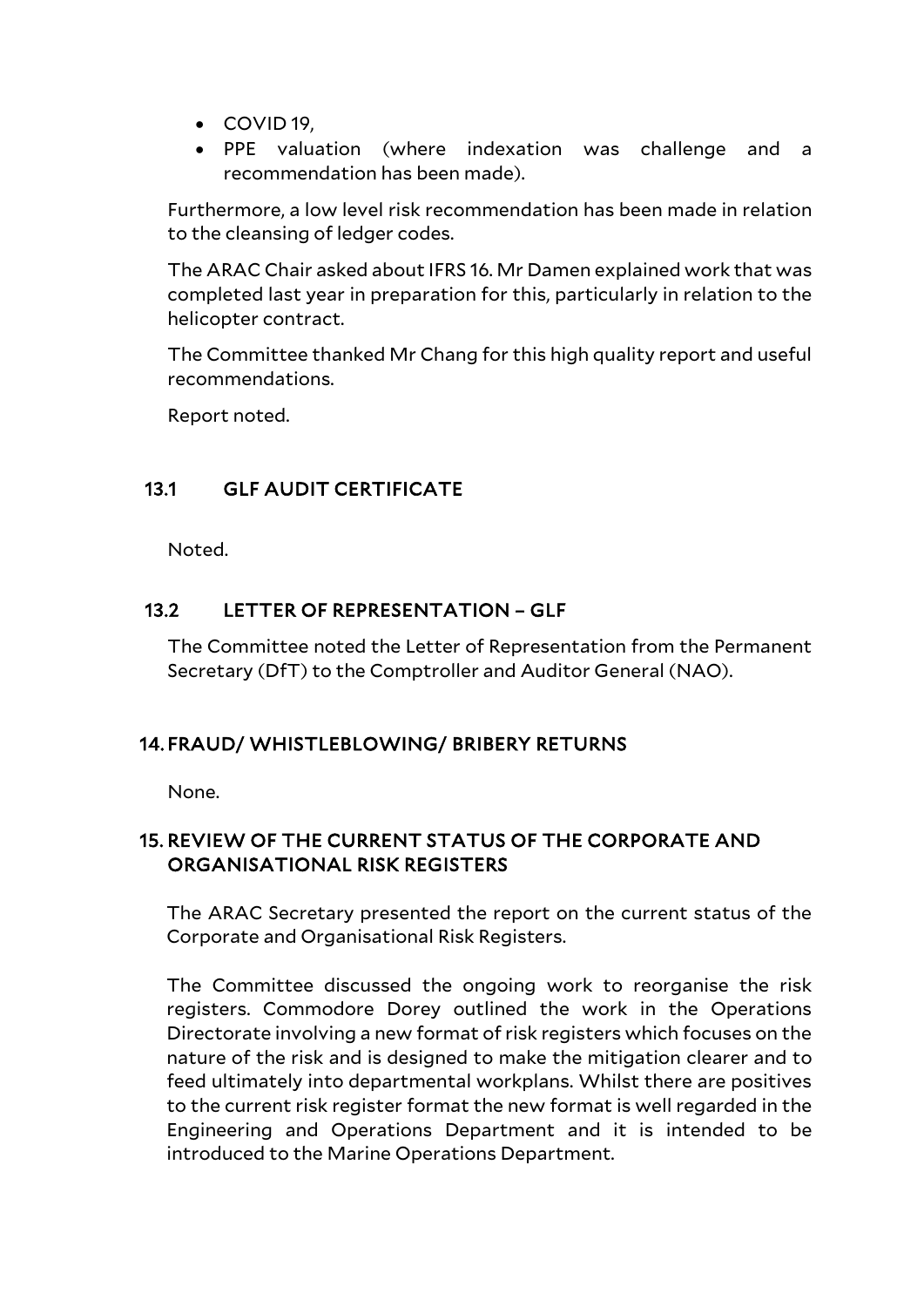- COVID 19,
- PPE valuation (where indexation was challenge and a recommendation has been made).

Furthermore, a low level risk recommendation has been made in relation to the cleansing of ledger codes.

The ARAC Chair asked about IFRS 16. Mr Damen explained work that was completed last year in preparation for this, particularly in relation to the helicopter contract.

The Committee thanked Mr Chang for this high quality report and useful recommendations.

Report noted.

### 13.1 GLF AUDIT CERTIFICATE

Noted.

### 13.2 LETTER OF REPRESENTATION – GLF

The Committee noted the Letter of Representation from the Permanent Secretary (DfT) to the Comptroller and Auditor General (NAO).

## 14. FRAUD/ WHISTLEBLOWING/ BRIBERY RETURNS

None.

## 15. REVIEW OF THE CURRENT STATUS OF THE CORPORATE AND ORGANISATIONAL RISK REGISTERS

The ARAC Secretary presented the report on the current status of the Corporate and Organisational Risk Registers.

The Committee discussed the ongoing work to reorganise the risk registers. Commodore Dorey outlined the work in the Operations Directorate involving a new format of risk registers which focuses on the nature of the risk and is designed to make the mitigation clearer and to feed ultimately into departmental workplans. Whilst there are positives to the current risk register format the new format is well regarded in the Engineering and Operations Department and it is intended to be introduced to the Marine Operations Department.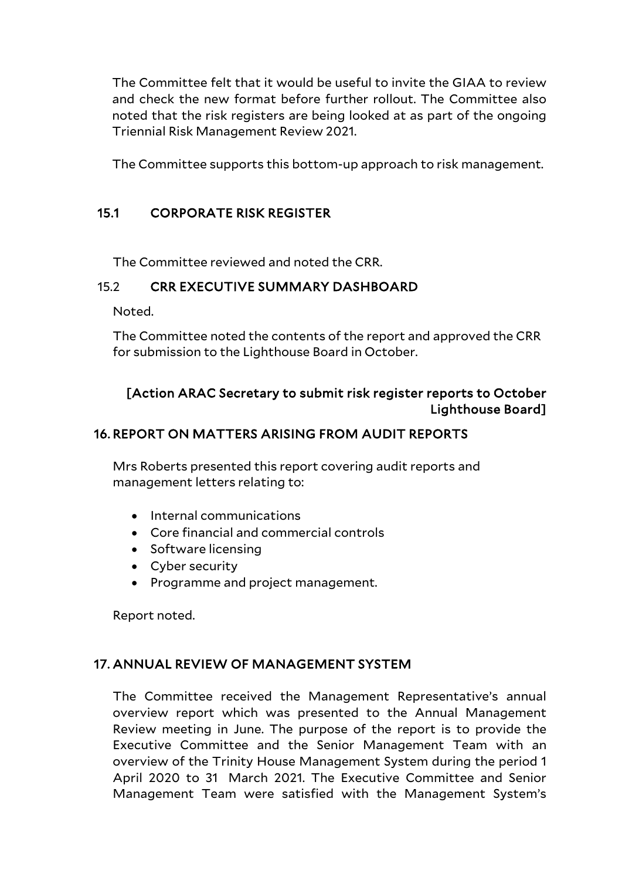The Committee felt that it would be useful to invite the GIAA to review and check the new format before further rollout. The Committee also noted that the risk registers are being looked at as part of the ongoing Triennial Risk Management Review 2021.

The Committee supports this bottom-up approach to risk management.

### 15.1 CORPORATE RISK REGISTER

The Committee reviewed and noted the CRR.

### 15.2 CRR EXECUTIVE SUMMARY DASHBOARD

Noted.

The Committee noted the contents of the report and approved the CRR for submission to the Lighthouse Board in October.

**[Action ARAC Secretary to submit risk register reports to October Lighthouse Board]**

## 16. REPORT ON MATTERS ARISING FROM AUDIT REPORTS

Mrs Roberts presented this report covering audit reports and management letters relating to:

- Internal communications
- Core financial and commercial controls
- Software licensing
- Cyber security
- Programme and project management.

Report noted.

## 17. ANNUAL REVIEW OF MANAGEMENT SYSTEM

The Committee received the Management Representative's annual overview report which was presented to the Annual Management Review meeting in June. The purpose of the report is to provide the Executive Committee and the Senior Management Team with an overview of the Trinity House Management System during the period 1 April 2020 to 31 March 2021. The Executive Committee and Senior Management Team were satisfied with the Management System's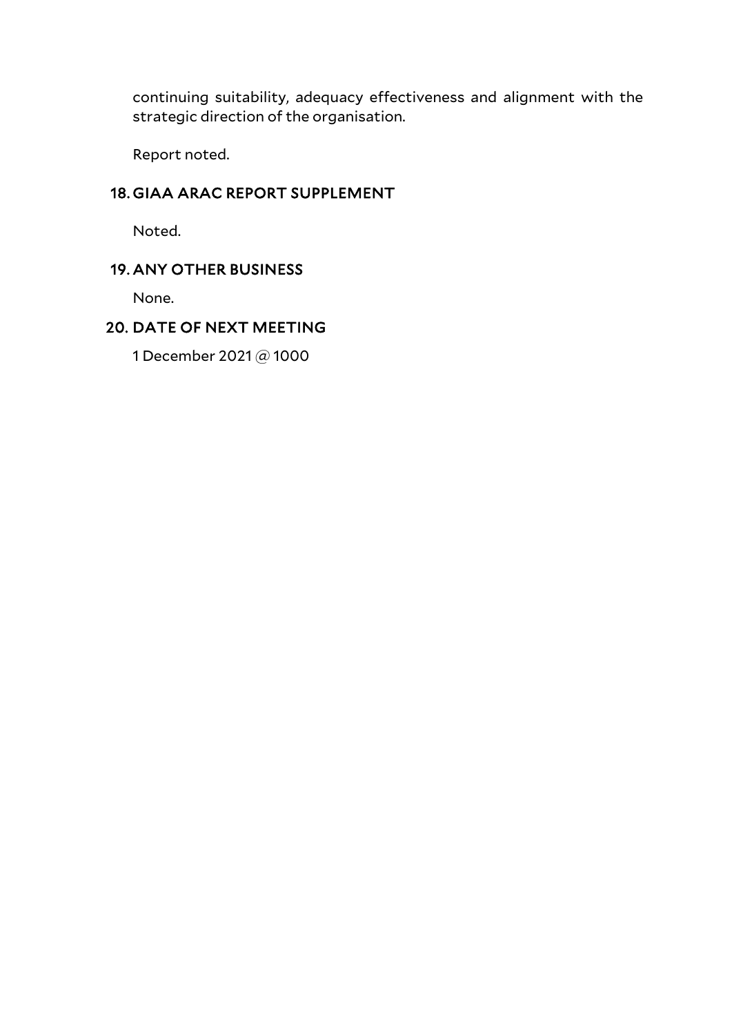continuing suitability, adequacy effectiveness and alignment with the strategic direction of the organisation.

Report noted.

## 18. GIAA ARAC REPORT SUPPLEMENT

Noted.

## 19. ANY OTHER BUSINESS

None.

## 20. DATE OF NEXT MEETING

1 December 2021 @ 1000